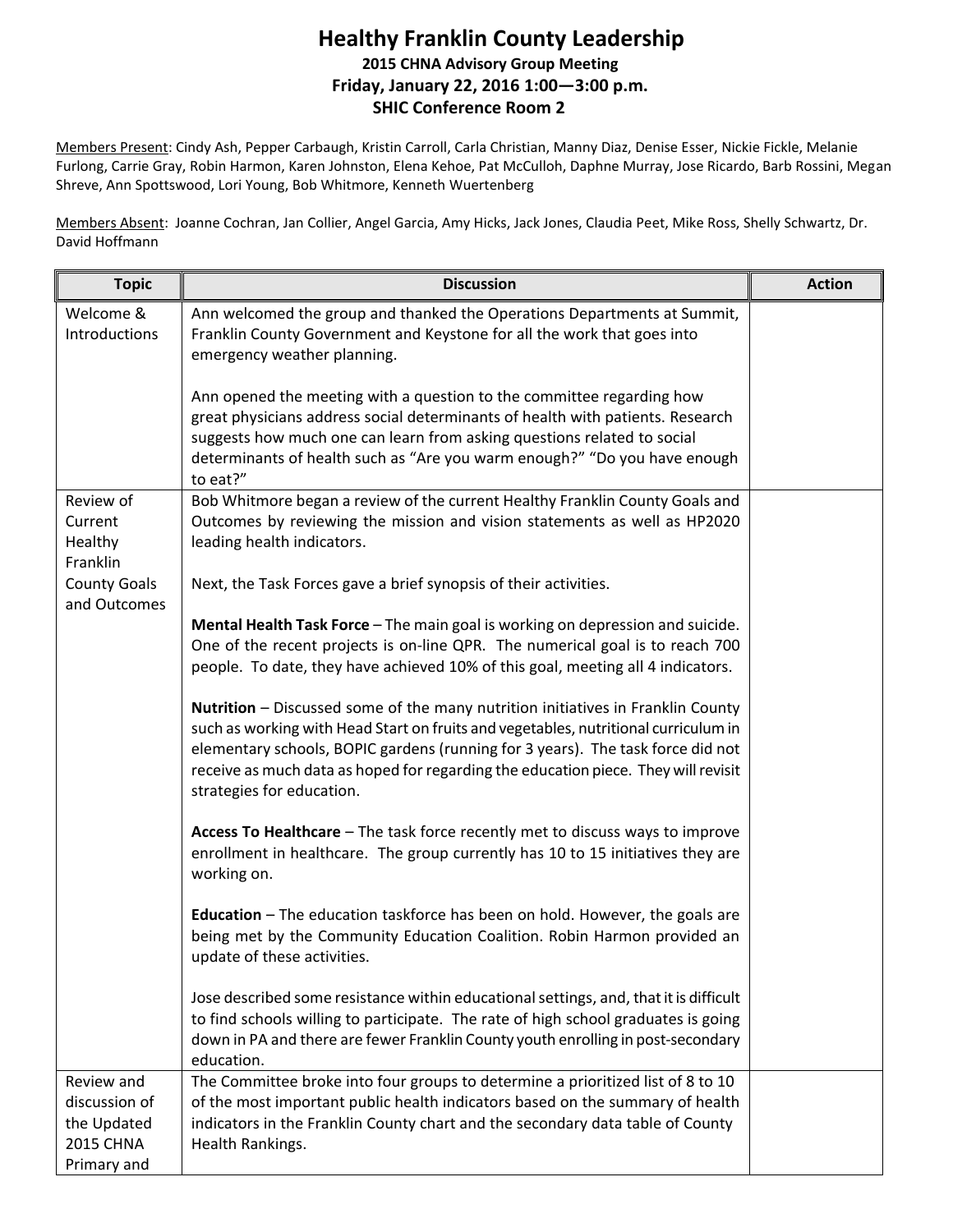# Healthy Franklin County Leadership

**2015 CHNA Advisory Group Meeting**
**Friday, January 22, 2016 1:00—3:00 p.m.**
**SHIC Conference Room 2**

Members Present: Cindy Ash, Pepper Carbaugh, Kristin Carroll, Carla Christian, Manny Diaz, Denise Esser, Nickie Fickle, Melanie Furlong, Carrie Gray, Robin Harmon, Karen Johnston, Elena Kehoe, Pat McCulloh, Daphne Murray, Jose Ricardo, Barb Rossini, Megan Shreve, Ann Spottswood, Lori Young, Bob Whitmore, Kenneth Wuertenberg

Members Absent: Joanne Cochran, Jan Collier, Angel Garcia, Amy Hicks, Jack Jones, Claudia Peet, Mike Ross, Shelly Schwartz, Dr. David Hoffmann

| Topic | Discussion | Action |
|---|---|---|
| Welcome & Introductions | Ann welcomed the group and thanked the Operations Departments at Summit, Franklin County Government and Keystone for all the work that goes into emergency weather planning.<br><br>Ann opened the meeting with a question to the committee regarding how great physicians address social determinants of health with patients. Research suggests how much one can learn from asking questions related to social determinants of health such as "Are you warm enough?" "Do you have enough to eat?" | |
| Review of Current Healthy Franklin County Goals and Outcomes | Bob Whitmore began a review of the current Healthy Franklin County Goals and Outcomes by reviewing the mission and vision statements as well as HP2020 leading health indicators.<br><br>Next, the Task Forces gave a brief synopsis of their activities.<br><br>**Mental Health Task Force** – The main goal is working on depression and suicide. One of the recent projects is on-line QPR. The numerical goal is to reach 700 people. To date, they have achieved 10% of this goal, meeting all 4 indicators.<br><br>**Nutrition** – Discussed some of the many nutrition initiatives in Franklin County such as working with Head Start on fruits and vegetables, nutritional curriculum in elementary schools, BOPIC gardens (running for 3 years). The task force did not receive as much data as hoped for regarding the education piece. They will revisit strategies for education.<br><br>**Access To Healthcare** – The task force recently met to discuss ways to improve enrollment in healthcare. The group currently has 10 to 15 initiatives they are working on.<br><br>**Education** – The education taskforce has been on hold. However, the goals are being met by the Community Education Coalition. Robin Harmon provided an update of these activities.<br><br>Jose described some resistance within educational settings, and, that it is difficult to find schools willing to participate. The rate of high school graduates is going down in PA and there are fewer Franklin County youth enrolling in post-secondary education. | |
| Review and discussion of the Updated 2015 CHNA Primary and | The Committee broke into four groups to determine a prioritized list of 8 to 10 of the most important public health indicators based on the summary of health indicators in the Franklin County chart and the secondary data table of County Health Rankings. | |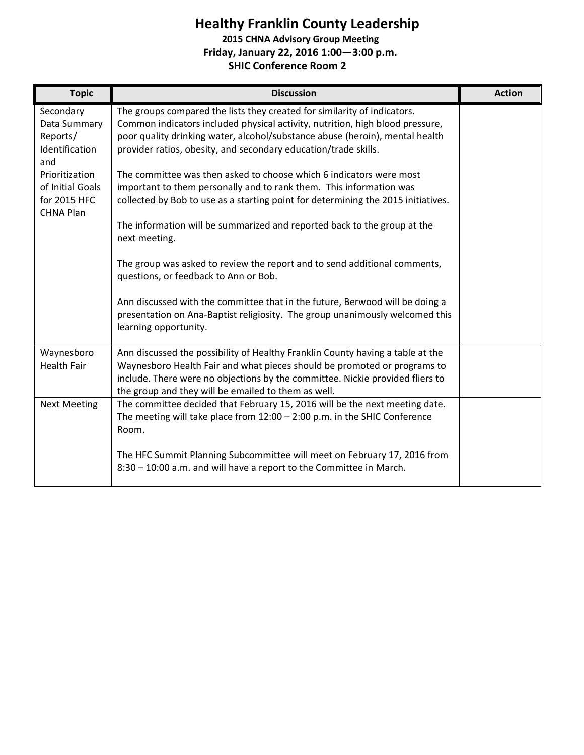# Healthy Franklin County Leadership

**2015 CHNA Advisory Group Meeting**
**Friday, January 22, 2016 1:00—3:00 p.m.**
**SHIC Conference Room 2**

| Topic | Discussion | Action |
|---|---|---|
| Secondary Data Summary Reports/ Identification and Prioritization of Initial Goals for 2015 HFC CHNA Plan | The groups compared the lists they created for similarity of indicators. Common indicators included physical activity, nutrition, high blood pressure, poor quality drinking water, alcohol/substance abuse (heroin), mental health provider ratios, obesity, and secondary education/trade skills.<br><br>The committee was then asked to choose which 6 indicators were most important to them personally and to rank them. This information was collected by Bob to use as a starting point for determining the 2015 initiatives.<br><br>The information will be summarized and reported back to the group at the next meeting.<br><br>The group was asked to review the report and to send additional comments, questions, or feedback to Ann or Bob.<br><br>Ann discussed with the committee that in the future, Berwood will be doing a presentation on Ana-Baptist religiosity. The group unanimously welcomed this learning opportunity. | |
| Waynesboro Health Fair | Ann discussed the possibility of Healthy Franklin County having a table at the Waynesboro Health Fair and what pieces should be promoted or programs to include. There were no objections by the committee. Nickie provided fliers to the group and they will be emailed to them as well. | |
| Next Meeting | The committee decided that February 15, 2016 will be the next meeting date. The meeting will take place from 12:00 – 2:00 p.m. in the SHIC Conference Room.<br><br>The HFC Summit Planning Subcommittee will meet on February 17, 2016 from 8:30 – 10:00 a.m. and will have a report to the Committee in March. | |